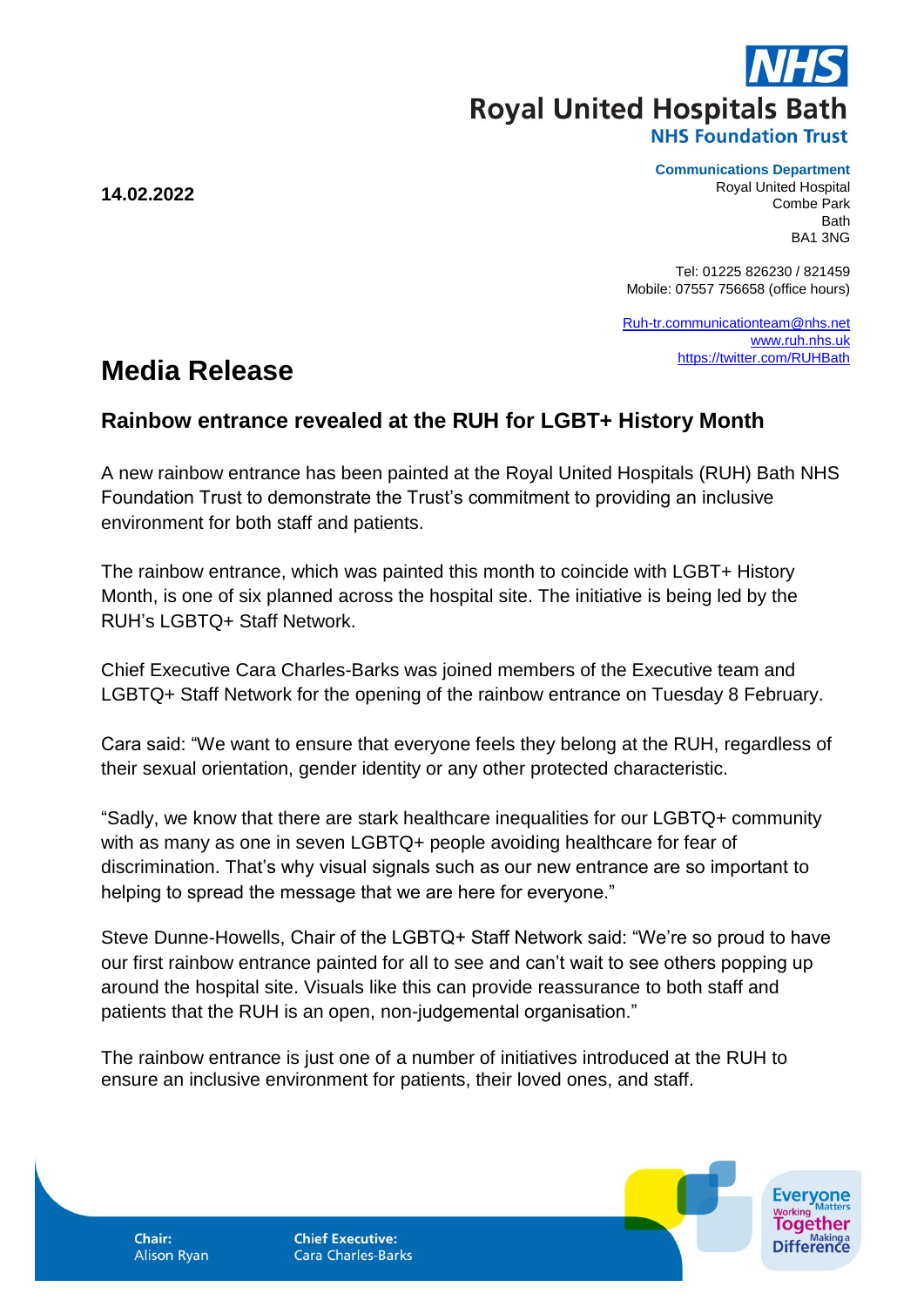**Royal United Hospitals Bath**
**NHS Foundation Trust**

**14.02.2022**

**Communications Department**
Royal United Hospital
Combe Park
Bath
BA1 3NG

Tel: 01225 826230 / 821459
Mobile: 07557 756658 (office hours)

Ruh-tr.communicationteam@nhs.net
www.ruh.nhs.uk
https://twitter.com/RUHBath

# Media Release

## Rainbow entrance revealed at the RUH for LGBT+ History Month

A new rainbow entrance has been painted at the Royal United Hospitals (RUH) Bath NHS Foundation Trust to demonstrate the Trust's commitment to providing an inclusive environment for both staff and patients.

The rainbow entrance, which was painted this month to coincide with LGBT+ History Month, is one of six planned across the hospital site. The initiative is being led by the RUH's LGBTQ+ Staff Network.

Chief Executive Cara Charles-Barks was joined members of the Executive team and LGBTQ+ Staff Network for the opening of the rainbow entrance on Tuesday 8 February.

Cara said: "We want to ensure that everyone feels they belong at the RUH, regardless of their sexual orientation, gender identity or any other protected characteristic.

"Sadly, we know that there are stark healthcare inequalities for our LGBTQ+ community with as many as one in seven LGBTQ+ people avoiding healthcare for fear of discrimination. That's why visual signals such as our new entrance are so important to helping to spread the message that we are here for everyone."

Steve Dunne-Howells, Chair of the LGBTQ+ Staff Network said: "We're so proud to have our first rainbow entrance painted for all to see and can't wait to see others popping up around the hospital site. Visuals like this can provide reassurance to both staff and patients that the RUH is an open, non-judgemental organisation."

The rainbow entrance is just one of a number of initiatives introduced at the RUH to ensure an inclusive environment for patients, their loved ones, and staff.

**Chair:** Alison Ryan

**Chief Executive:** Cara Charles-Barks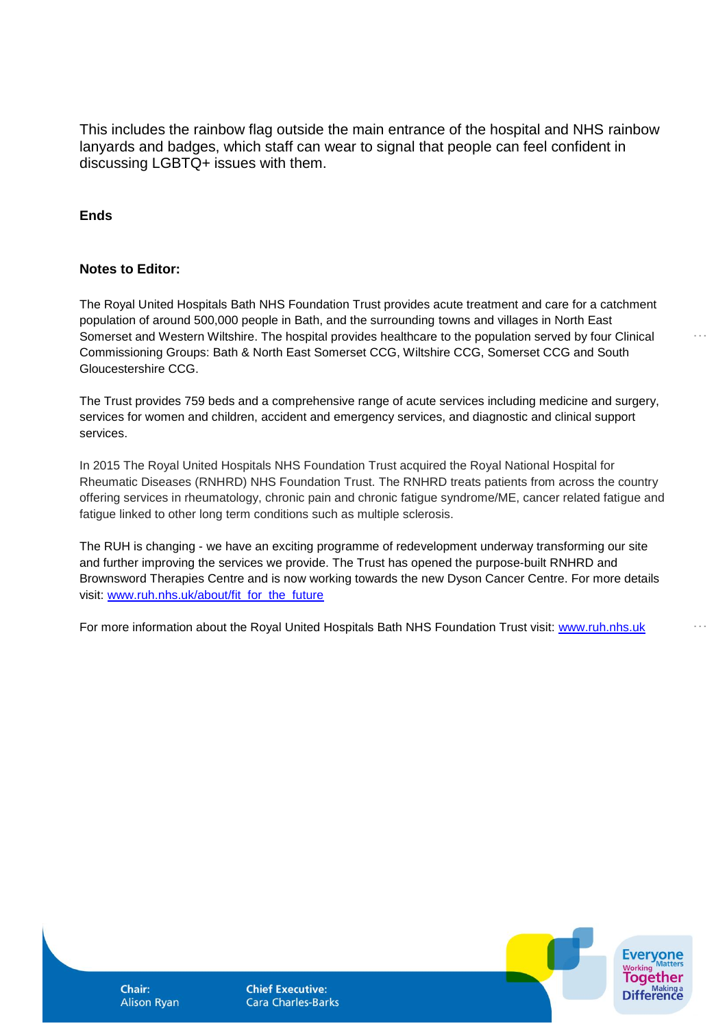This includes the rainbow flag outside the main entrance of the hospital and NHS rainbow lanyards and badges, which staff can wear to signal that people can feel confident in discussing LGBTQ+ issues with them.

**Ends**

**Notes to Editor:**

The Royal United Hospitals Bath NHS Foundation Trust provides acute treatment and care for a catchment population of around 500,000 people in Bath, and the surrounding towns and villages in North East Somerset and Western Wiltshire. The hospital provides healthcare to the population served by four Clinical Commissioning Groups: Bath & North East Somerset CCG, Wiltshire CCG, Somerset CCG and South Gloucestershire CCG.

The Trust provides 759 beds and a comprehensive range of acute services including medicine and surgery, services for women and children, accident and emergency services, and diagnostic and clinical support services.

In 2015 The Royal United Hospitals NHS Foundation Trust acquired the Royal National Hospital for Rheumatic Diseases (RNHRD) NHS Foundation Trust. The RNHRD treats patients from across the country offering services in rheumatology, chronic pain and chronic fatigue syndrome/ME, cancer related fatigue and fatigue linked to other long term conditions such as multiple sclerosis.

The RUH is changing - we have an exciting programme of redevelopment underway transforming our site and further improving the services we provide. The Trust has opened the purpose-built RNHRD and Brownsword Therapies Centre and is now working towards the new Dyson Cancer Centre. For more details visit: [www.ruh.nhs.uk/about/fit_for_the_future](www.ruh.nhs.uk/about/fit_for_the_future)

For more information about the Royal United Hospitals Bath NHS Foundation Trust visit: [www.ruh.nhs.uk](www.ruh.nhs.uk)

Chair:
Alison Ryan

Chief Executive:
Cara Charles-Barks

Everyone Matters
Working Together
Making a Difference